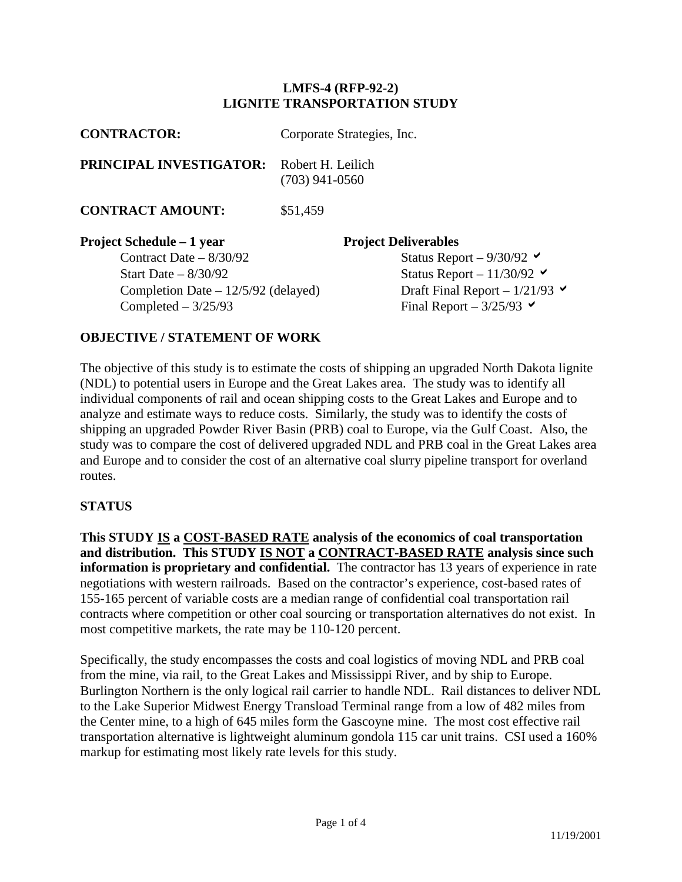# LMFS-4 (RFP-92-2)
# LIGNITE TRANSPORTATION STUDY

**CONTRACTOR:** Corporate Strategies, Inc.

**PRINCIPAL INVESTIGATOR:** Robert H. Leilich
(703) 941-0560

**CONTRACT AMOUNT:** $51,459

| **Project Schedule – 1 year** | **Project Deliverables** |
| --- | --- |
| Contract Date – 8/30/92 | Status Report – 9/30/92 ✔ |
| Start Date – 8/30/92 | Status Report – 11/30/92 ✔ |
| Completion Date – 12/5/92 (delayed) | Draft Final Report – 1/21/93 ✔ |
| Completed – 3/25/93 | Final Report – 3/25/93 ✔ |

## OBJECTIVE / STATEMENT OF WORK

The objective of this study is to estimate the costs of shipping an upgraded North Dakota lignite (NDL) to potential users in Europe and the Great Lakes area. The study was to identify all individual components of rail and ocean shipping costs to the Great Lakes and Europe and to analyze and estimate ways to reduce costs. Similarly, the study was to identify the costs of shipping an upgraded Powder River Basin (PRB) coal to Europe, via the Gulf Coast. Also, the study was to compare the cost of delivered upgraded NDL and PRB coal in the Great Lakes area and Europe and to consider the cost of an alternative coal slurry pipeline transport for overland routes.

## STATUS

**This STUDY <u>IS</u> a <u>COST-BASED RATE</u> analysis of the economics of coal transportation and distribution. This STUDY <u>IS NOT</u> a <u>CONTRACT-BASED RATE</u> analysis since such information is proprietary and confidential.** The contractor has 13 years of experience in rate negotiations with western railroads. Based on the contractor's experience, cost-based rates of 155-165 percent of variable costs are a median range of confidential coal transportation rail contracts where competition or other coal sourcing or transportation alternatives do not exist. In most competitive markets, the rate may be 110-120 percent.

Specifically, the study encompasses the costs and coal logistics of moving NDL and PRB coal from the mine, via rail, to the Great Lakes and Mississippi River, and by ship to Europe. Burlington Northern is the only logical rail carrier to handle NDL. Rail distances to deliver NDL to the Lake Superior Midwest Energy Transload Terminal range from a low of 482 miles from the Center mine, to a high of 645 miles form the Gascoyne mine. The most cost effective rail transportation alternative is lightweight aluminum gondola 115 car unit trains. CSI used a 160% markup for estimating most likely rate levels for this study.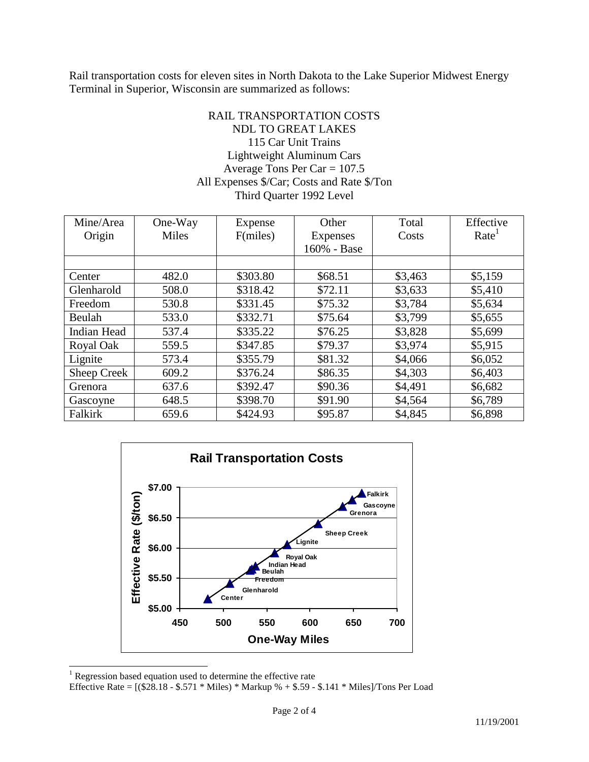Rail transportation costs for eleven sites in North Dakota to the Lake Superior Midwest Energy Terminal in Superior, Wisconsin are summarized as follows:

RAIL TRANSPORTATION COSTS
NDL TO GREAT LAKES
115 Car Unit Trains
Lightweight Aluminum Cars
Average Tons Per Car = 107.5
All Expenses $/Car; Costs and Rate $/Ton
Third Quarter 1992 Level

| Mine/Area Origin | One-Way Miles | Expense F(miles) | Other Expenses 160% - Base | Total Costs | Effective Rate[1] |
|---|---|---|---|---|---|
| | | | | | |
| Center | 482.0 | $303.80 | $68.51 | $3,463 | $5,159 |
| Glenharold | 508.0 | $318.42 | $72.11 | $3,633 | $5,410 |
| Freedom | 530.8 | $331.45 | $75.32 | $3,784 | $5,634 |
| Beulah | 533.0 | $332.71 | $75.64 | $3,799 | $5,655 |
| Indian Head | 537.4 | $335.22 | $76.25 | $3,828 | $5,699 |
| Royal Oak | 559.5 | $347.85 | $79.37 | $3,974 | $5,915 |
| Lignite | 573.4 | $355.79 | $81.32 | $4,066 | $6,052 |
| Sheep Creek | 609.2 | $376.24 | $86.35 | $4,303 | $6,403 |
| Grenora | 637.6 | $392.47 | $90.36 | $4,491 | $6,682 |
| Gascoyne | 648.5 | $398.70 | $91.90 | $4,564 | $6,789 |
| Falkirk | 659.6 | $424.93 | $95.87 | $4,845 | $6,898 |

**Rail Transportation Costs**

| One-Way Miles | Effective Rate ($/ton) | Origin |
|---|---|---|
| 482.0 | ~$5.16 | Center |
| 508.0 | ~$5.41 | Glenharold |
| 530.8 | ~$5.63 | Freedom |
| 533.0 | ~$5.66 | Beulah |
| 537.4 | ~$5.70 | Indian Head |
| 559.5 | ~$5.92 | Royal Oak |
| 573.4 | ~$6.05 | Lignite |
| 609.2 | ~$6.40 | Sheep Creek |
| 637.6 | ~$6.68 | Grenora |
| 648.5 | ~$6.79 | Gascoyne |
| 659.6 | ~$6.90 | Falkirk |

[1] Regression based equation used to determine the effective rate
Effective Rate = [($28.18 - $.571 * Miles) * Markup % + $.59 - $.141 * Miles]/Tons Per Load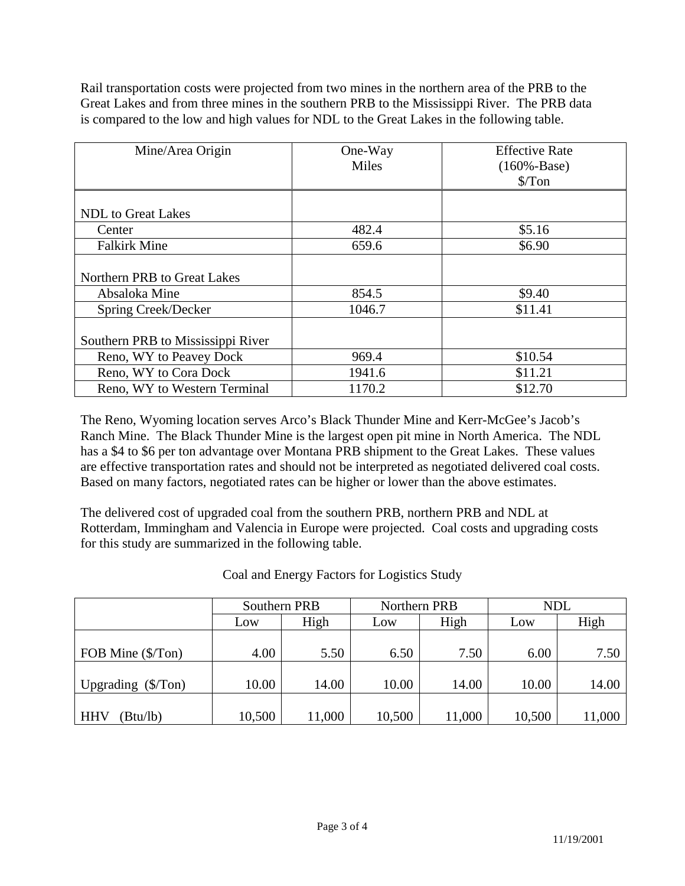Rail transportation costs were projected from two mines in the northern area of the PRB to the Great Lakes and from three mines in the southern PRB to the Mississippi River. The PRB data is compared to the low and high values for NDL to the Great Lakes in the following table.

| Mine/Area Origin | One-Way Miles | Effective Rate (160%-Base) $/Ton |
|---|---|---|
| NDL to Great Lakes | | |
| Center | 482.4 | $5.16 |
| Falkirk Mine | 659.6 | $6.90 |
| Northern PRB to Great Lakes | | |
| Absaloka Mine | 854.5 | $9.40 |
| Spring Creek/Decker | 1046.7 | $11.41 |
| Southern PRB to Mississippi River | | |
| Reno, WY to Peavey Dock | 969.4 | $10.54 |
| Reno, WY to Cora Dock | 1941.6 | $11.21 |
| Reno, WY to Western Terminal | 1170.2 | $12.70 |

The Reno, Wyoming location serves Arco's Black Thunder Mine and Kerr-McGee's Jacob's Ranch Mine. The Black Thunder Mine is the largest open pit mine in North America. The NDL has a $4 to $6 per ton advantage over Montana PRB shipment to the Great Lakes. These values are effective transportation rates and should not be interpreted as negotiated delivered coal costs. Based on many factors, negotiated rates can be higher or lower than the above estimates.

The delivered cost of upgraded coal from the southern PRB, northern PRB and NDL at Rotterdam, Immingham and Valencia in Europe were projected. Coal costs and upgrading costs for this study are summarized in the following table.

Coal and Energy Factors for Logistics Study

| | Southern PRB | | Northern PRB | | NDL | |
|---|---|---|---|---|---|---|
| | Low | High | Low | High | Low | High |
| FOB Mine ($/Ton) | 4.00 | 5.50 | 6.50 | 7.50 | 6.00 | 7.50 |
| Upgrading ($/Ton) | 10.00 | 14.00 | 10.00 | 14.00 | 10.00 | 14.00 |
| HHV (Btu/lb) | 10,500 | 11,000 | 10,500 | 11,000 | 10,500 | 11,000 |

11/19/2001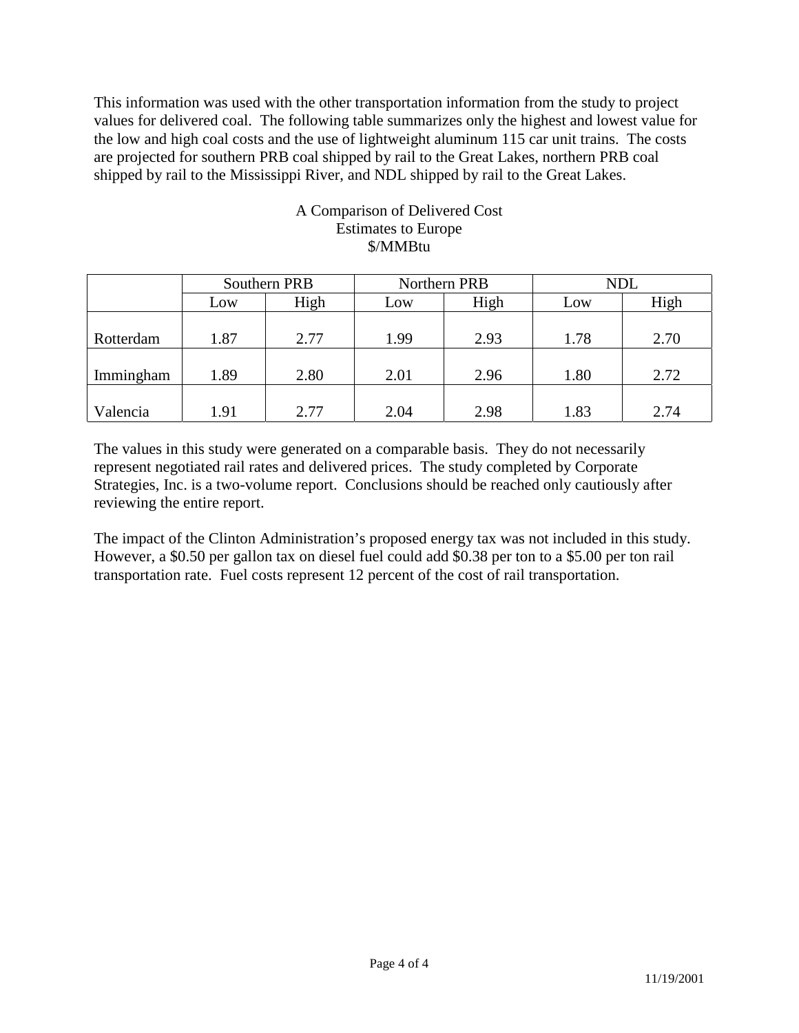This information was used with the other transportation information from the study to project values for delivered coal. The following table summarizes only the highest and lowest value for the low and high coal costs and the use of lightweight aluminum 115 car unit trains. The costs are projected for southern PRB coal shipped by rail to the Great Lakes, northern PRB coal shipped by rail to the Mississippi River, and NDL shipped by rail to the Great Lakes.

A Comparison of Delivered Cost
Estimates to Europe
$/MMBtu

| | Southern PRB | | Northern PRB | | NDL | |
|---|---|---|---|---|---|---|
| | Low | High | Low | High | Low | High |
| Rotterdam | 1.87 | 2.77 | 1.99 | 2.93 | 1.78 | 2.70 |
| Immingham | 1.89 | 2.80 | 2.01 | 2.96 | 1.80 | 2.72 |
| Valencia | 1.91 | 2.77 | 2.04 | 2.98 | 1.83 | 2.74 |

The values in this study were generated on a comparable basis. They do not necessarily represent negotiated rail rates and delivered prices. The study completed by Corporate Strategies, Inc. is a two-volume report. Conclusions should be reached only cautiously after reviewing the entire report.

The impact of the Clinton Administration's proposed energy tax was not included in this study. However, a $0.50 per gallon tax on diesel fuel could add $0.38 per ton to a $5.00 per ton rail transportation rate. Fuel costs represent 12 percent of the cost of rail transportation.

11/19/2001